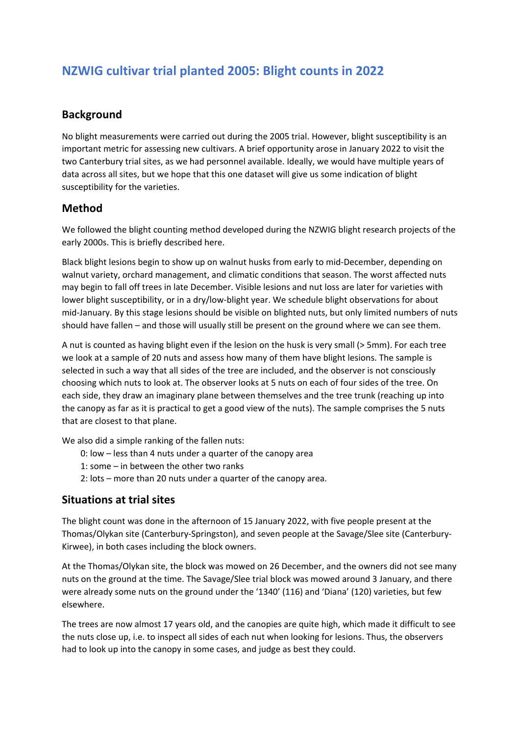# NZWIG cultivar trial planted 2005: Blight counts in 2022

## Background

No blight measurements were carried out during the 2005 trial. However, blight susceptibility is an important metric for assessing new cultivars. A brief opportunity arose in January 2022 to visit the two Canterbury trial sites, as we had personnel available. Ideally, we would have multiple years of data across all sites, but we hope that this one dataset will give us some indication of blight susceptibility for the varieties.

## Method

We followed the blight counting method developed during the NZWIG blight research projects of the early 2000s. This is briefly described here.

Black blight lesions begin to show up on walnut husks from early to mid-December, depending on walnut variety, orchard management, and climatic conditions that season. The worst affected nuts may begin to fall off trees in late December. Visible lesions and nut loss are later for varieties with lower blight susceptibility, or in a dry/low-blight year. We schedule blight observations for about mid-January. By this stage lesions should be visible on blighted nuts, but only limited numbers of nuts should have fallen – and those will usually still be present on the ground where we can see them.

A nut is counted as having blight even if the lesion on the husk is very small (> 5mm). For each tree we look at a sample of 20 nuts and assess how many of them have blight lesions. The sample is selected in such a way that all sides of the tree are included, and the observer is not consciously choosing which nuts to look at. The observer looks at 5 nuts on each of four sides of the tree. On each side, they draw an imaginary plane between themselves and the tree trunk (reaching up into the canopy as far as it is practical to get a good view of the nuts). The sample comprises the 5 nuts that are closest to that plane.

We also did a simple ranking of the fallen nuts:

- 0: low – less than 4 nuts under a quarter of the canopy area
- 1: some – in between the other two ranks
- 2: lots – more than 20 nuts under a quarter of the canopy area.

## Situations at trial sites

The blight count was done in the afternoon of 15 January 2022, with five people present at the Thomas/Olykan site (Canterbury-Springston), and seven people at the Savage/Slee site (Canterbury-Kirwee), in both cases including the block owners.

At the Thomas/Olykan site, the block was mowed on 26 December, and the owners did not see many nuts on the ground at the time. The Savage/Slee trial block was mowed around 3 January, and there were already some nuts on the ground under the '1340' (116) and 'Diana' (120) varieties, but few elsewhere.

The trees are now almost 17 years old, and the canopies are quite high, which made it difficult to see the nuts close up, i.e. to inspect all sides of each nut when looking for lesions. Thus, the observers had to look up into the canopy in some cases, and judge as best they could.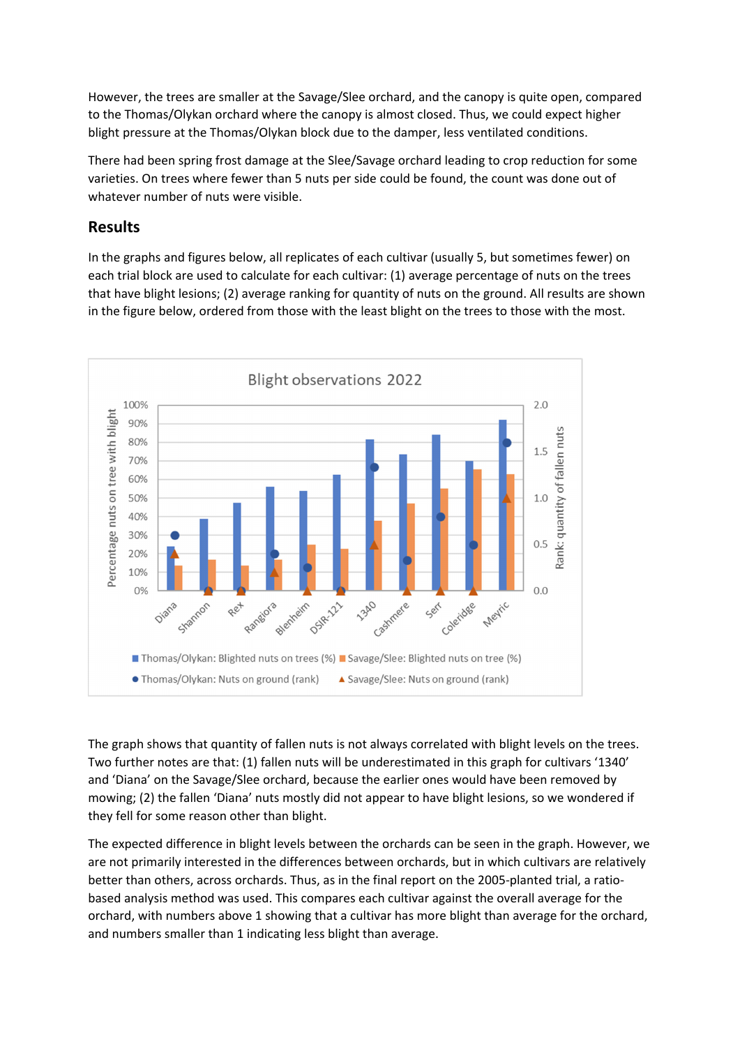However, the trees are smaller at the Savage/Slee orchard, and the canopy is quite open, compared to the Thomas/Olykan orchard where the canopy is almost closed. Thus, we could expect higher blight pressure at the Thomas/Olykan block due to the damper, less ventilated conditions.

There had been spring frost damage at the Slee/Savage orchard leading to crop reduction for some varieties. On trees where fewer than 5 nuts per side could be found, the count was done out of whatever number of nuts were visible.

## Results

In the graphs and figures below, all replicates of each cultivar (usually 5, but sometimes fewer) on each trial block are used to calculate for each cultivar: (1) average percentage of nuts on the trees that have blight lesions; (2) average ranking for quantity of nuts on the ground. All results are shown in the figure below, ordered from those with the least blight on the trees to those with the most.

The graph shows that quantity of fallen nuts is not always correlated with blight levels on the trees. Two further notes are that: (1) fallen nuts will be underestimated in this graph for cultivars '1340' and 'Diana' on the Savage/Slee orchard, because the earlier ones would have been removed by mowing; (2) the fallen 'Diana' nuts mostly did not appear to have blight lesions, so we wondered if they fell for some reason other than blight.

The expected difference in blight levels between the orchards can be seen in the graph. However, we are not primarily interested in the differences between orchards, but in which cultivars are relatively better than others, across orchards. Thus, as in the final report on the 2005-planted trial, a ratio-based analysis method was used. This compares each cultivar against the overall average for the orchard, with numbers above 1 showing that a cultivar has more blight than average for the orchard, and numbers smaller than 1 indicating less blight than average.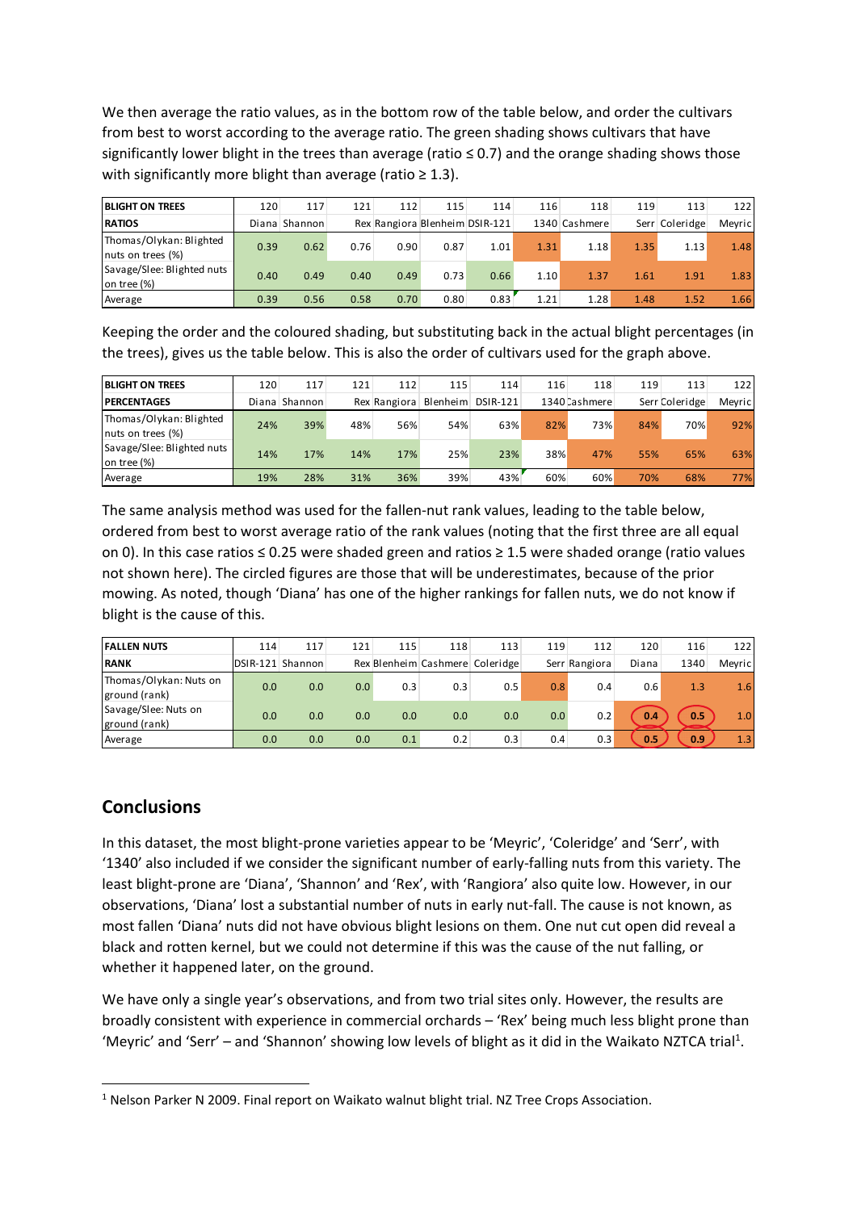We then average the ratio values, as in the bottom row of the table below, and order the cultivars from best to worst according to the average ratio. The green shading shows cultivars that have significantly lower blight in the trees than average (ratio ≤ 0.7) and the orange shading shows those with significantly more blight than average (ratio ≥ 1.3).

| **BLIGHT ON TREES** | 120 | 117 | 121 | 112 | 115 | 114 | 116 | 118 | 119 | 113 | 122 |
|---|---|---|---|---|---|---|---|---|---|---|---|
| **RATIOS** | Diana | Shannon | Rex | Rangiora | Blenheim | DSIR-121 | 1340 | Cashmere | Serr | Coleridge | Meyric |
| Thomas/Olykan: Blighted nuts on trees (%) | 0.39 | 0.62 | 0.76 | 0.90 | 0.87 | 1.01 | 1.31 | 1.18 | 1.35 | 1.13 | 1.48 |
| Savage/Slee: Blighted nuts on tree (%) | 0.40 | 0.49 | 0.40 | 0.49 | 0.73 | 0.66 | 1.10 | 1.37 | 1.61 | 1.91 | 1.83 |
| Average | 0.39 | 0.56 | 0.58 | 0.70 | 0.80 | 0.83 | 1.21 | 1.28 | 1.48 | 1.52 | 1.66 |

Keeping the order and the coloured shading, but substituting back in the actual blight percentages (in the trees), gives us the table below. This is also the order of cultivars used for the graph above.

| **BLIGHT ON TREES** | 120 | 117 | 121 | 112 | 115 | 114 | 116 | 118 | 119 | 113 | 122 |
|---|---|---|---|---|---|---|---|---|---|---|---|
| **PERCENTAGES** | Diana | Shannon | Rex | Rangiora | Blenheim | DSIR-121 | 1340 | Cashmere | Serr | Coleridge | Meyric |
| Thomas/Olykan: Blighted nuts on trees (%) | 24% | 39% | 48% | 56% | 54% | 63% | 82% | 73% | 84% | 70% | 92% |
| Savage/Slee: Blighted nuts on tree (%) | 14% | 17% | 14% | 17% | 25% | 23% | 38% | 47% | 55% | 65% | 63% |
| Average | 19% | 28% | 31% | 36% | 39% | 43% | 60% | 60% | 70% | 68% | 77% |

The same analysis method was used for the fallen-nut rank values, leading to the table below, ordered from best to worst average ratio of the rank values (noting that the first three are all equal on 0). In this case ratios ≤ 0.25 were shaded green and ratios ≥ 1.5 were shaded orange (ratio values not shown here). The circled figures are those that will be underestimates, because of the prior mowing. As noted, though 'Diana' has one of the higher rankings for fallen nuts, we do not know if blight is the cause of this.

| **FALLEN NUTS** | 114 | 117 | 121 | 115 | 118 | 113 | 119 | 112 | 120 | 116 | 122 |
|---|---|---|---|---|---|---|---|---|---|---|---|
| **RANK** | DSIR-121 | Shannon | Rex | Blenheim | Cashmere | Coleridge | Serr | Rangiora | Diana | 1340 | Meyric |
| Thomas/Olykan: Nuts on ground (rank) | 0.0 | 0.0 | 0.0 | 0.3 | 0.3 | 0.5 | 0.8 | 0.4 | 0.6 | 1.3 | 1.6 |
| Savage/Slee: Nuts on ground (rank) | 0.0 | 0.0 | 0.0 | 0.0 | 0.0 | 0.0 | 0.0 | 0.2 | 0.4 | 0.5 | 1.0 |
| Average | 0.0 | 0.0 | 0.0 | 0.1 | 0.2 | 0.3 | 0.4 | 0.3 | 0.5 | 0.9 | 1.3 |

## Conclusions

In this dataset, the most blight-prone varieties appear to be 'Meyric', 'Coleridge' and 'Serr', with '1340' also included if we consider the significant number of early-falling nuts from this variety. The least blight-prone are 'Diana', 'Shannon' and 'Rex', with 'Rangiora' also quite low. However, in our observations, 'Diana' lost a substantial number of nuts in early nut-fall. The cause is not known, as most fallen 'Diana' nuts did not have obvious blight lesions on them. One nut cut open did reveal a black and rotten kernel, but we could not determine if this was the cause of the nut falling, or whether it happened later, on the ground.

We have only a single year's observations, and from two trial sites only. However, the results are broadly consistent with experience in commercial orchards – 'Rex' being much less blight prone than 'Meyric' and 'Serr' – and 'Shannon' showing low levels of blight as it did in the Waikato NZTCA trial[1].

[1] Nelson Parker N 2009. Final report on Waikato walnut blight trial. NZ Tree Crops Association.